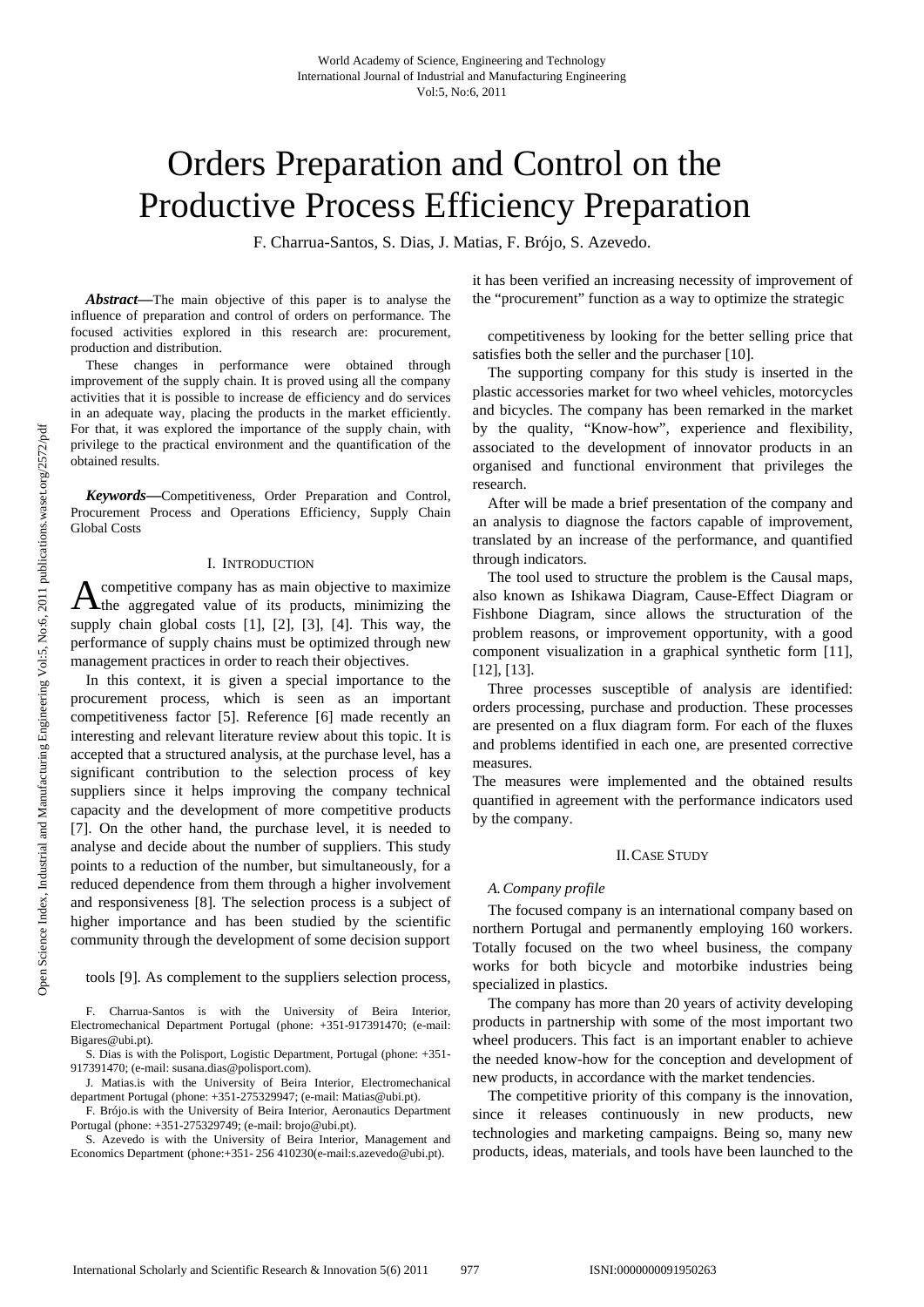# Orders Preparation and Control on the Productive Process Efficiency Preparation

F. Charrua-Santos, S. Dias, J. Matias, F. Brójo, S. Azevedo.

***Abstract*—**The main objective of this paper is to analyse the influence of preparation and control of orders on performance. The focused activities explored in this research are: procurement, production and distribution.

These changes in performance were obtained through improvement of the supply chain. It is proved using all the company activities that it is possible to increase de efficiency and do services in an adequate way, placing the products in the market efficiently. For that, it was explored the importance of the supply chain, with privilege to the practical environment and the quantification of the obtained results.

***Keywords*—**Competitiveness, Order Preparation and Control, Procurement Process and Operations Efficiency, Supply Chain Global Costs

## I. Introduction

A competitive company has as main objective to maximize the aggregated value of its products, minimizing the supply chain global costs [1], [2], [3], [4]. This way, the performance of supply chains must be optimized through new management practices in order to reach their objectives.

In this context, it is given a special importance to the procurement process, which is seen as an important competitiveness factor [5]. Reference [6] made recently an interesting and relevant literature review about this topic. It is accepted that a structured analysis, at the purchase level, has a significant contribution to the selection process of key suppliers since it helps improving the company technical capacity and the development of more competitive products [7]. On the other hand, the purchase level, it is needed to analyse and decide about the number of suppliers. This study points to a reduction of the number, but simultaneously, for a reduced dependence from them through a higher involvement and responsiveness [8]. The selection process is a subject of higher importance and has been studied by the scientific community through the development of some decision support tools [9]. As complement to the suppliers selection process, it has been verified an increasing necessity of improvement of the "procurement" function as a way to optimize the strategic competitiveness by looking for the better selling price that satisfies both the seller and the purchaser [10].

The supporting company for this study is inserted in the plastic accessories market for two wheel vehicles, motorcycles and bicycles. The company has been remarked in the market by the quality, "Know-how", experience and flexibility, associated to the development of innovator products in an organised and functional environment that privileges the research.

After will be made a brief presentation of the company and an analysis to diagnose the factors capable of improvement, translated by an increase of the performance, and quantified through indicators.

The tool used to structure the problem is the Causal maps, also known as Ishikawa Diagram, Cause-Effect Diagram or Fishbone Diagram, since allows the structuration of the problem reasons, or improvement opportunity, with a good component visualization in a graphical synthetic form [11], [12], [13].

Three processes susceptible of analysis are identified: orders processing, purchase and production. These processes are presented on a flux diagram form. For each of the fluxes and problems identified in each one, are presented corrective measures.

The measures were implemented and the obtained results quantified in agreement with the performance indicators used by the company.

## II. Case Study

### A. Company profile

The focused company is an international company based on northern Portugal and permanently employing 160 workers. Totally focused on the two wheel business, the company works for both bicycle and motorbike industries being specialized in plastics.

The company has more than 20 years of activity developing products in partnership with some of the most important two wheel producers. This fact is an important enabler to achieve the needed know-how for the conception and development of new products, in accordance with the market tendencies.

The competitive priority of this company is the innovation, since it releases continuously in new products, new technologies and marketing campaigns. Being so, many new products, ideas, materials, and tools have been launched to the

F. Charrua-Santos is with the University of Beira Interior, Electromechanical Department Portugal (phone: +351-917391470; (e-mail: Bigares@ubi.pt).

S. Dias is with the Polisport, Logistic Department, Portugal (phone: +351-917391470; (e-mail: susana.dias@polisport.com).

J. Matias.is with the University of Beira Interior, Electromechanical department Portugal (phone: +351-275329947; (e-mail: Matias@ubi.pt).

F. Brójo.is with the University of Beira Interior, Aeronautics Department Portugal (phone: +351-275329749; (e-mail: brojo@ubi.pt).

S. Azevedo is with the University of Beira Interior, Management and Economics Department (phone:+351- 256 410230(e-mail:s.azevedo@ubi.pt).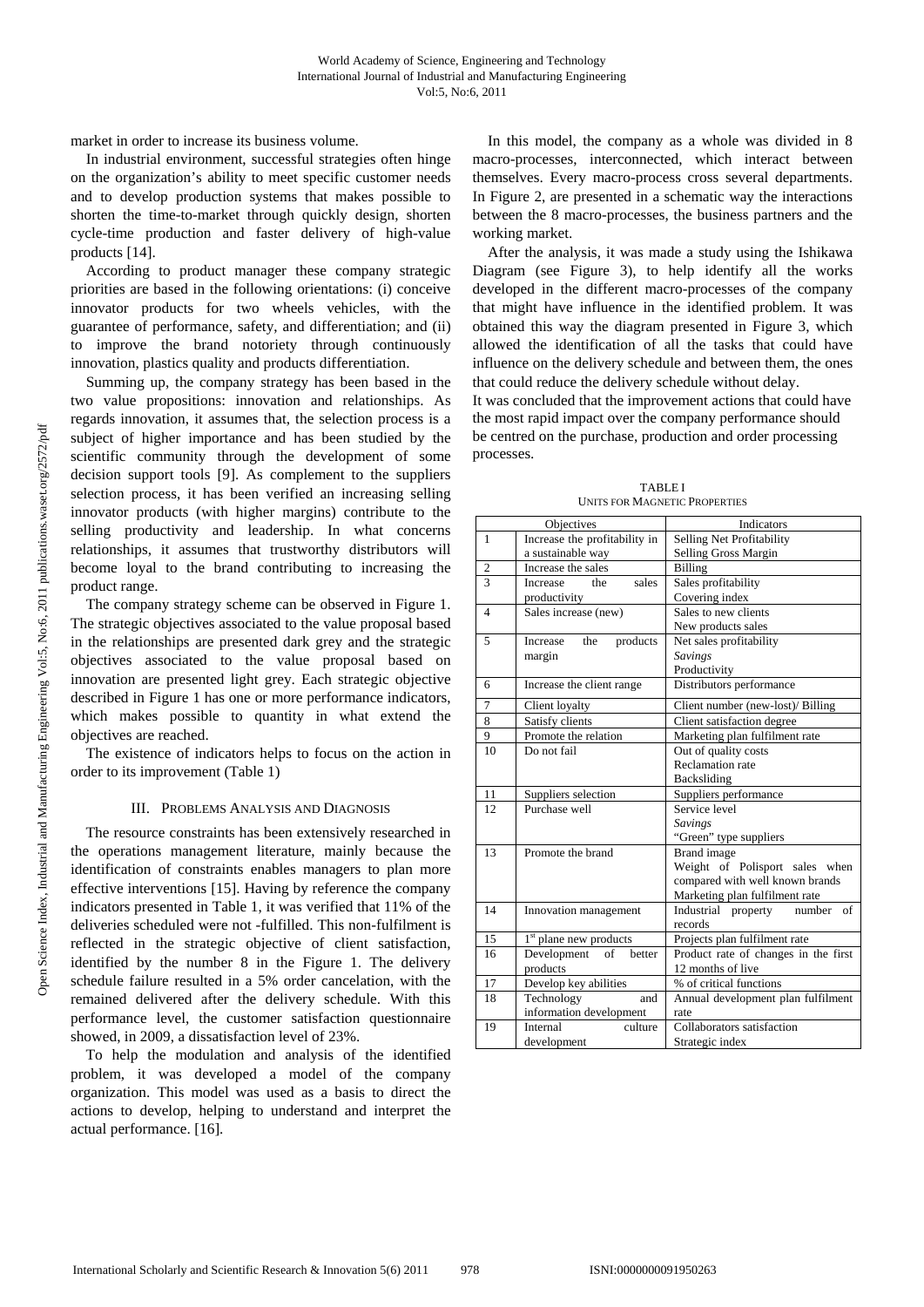market in order to increase its business volume.

In industrial environment, successful strategies often hinge on the organization's ability to meet specific customer needs and to develop production systems that makes possible to shorten the time-to-market through quickly design, shorten cycle-time production and faster delivery of high-value products [14].

According to product manager these company strategic priorities are based in the following orientations: (i) conceive innovator products for two wheels vehicles, with the guarantee of performance, safety, and differentiation; and (ii) to improve the brand notoriety through continuously innovation, plastics quality and products differentiation.

Summing up, the company strategy has been based in the two value propositions: innovation and relationships. As regards innovation, it assumes that, the selection process is a subject of higher importance and has been studied by the scientific community through the development of some decision support tools [9]. As complement to the suppliers selection process, it has been verified an increasing selling innovator products (with higher margins) contribute to the selling productivity and leadership. In what concerns relationships, it assumes that trustworthy distributors will become loyal to the brand contributing to increasing the product range.

The company strategy scheme can be observed in Figure 1. The strategic objectives associated to the value proposal based in the relationships are presented dark grey and the strategic objectives associated to the value proposal based on innovation are presented light grey. Each strategic objective described in Figure 1 has one or more performance indicators, which makes possible to quantity in what extend the objectives are reached.

The existence of indicators helps to focus on the action in order to its improvement (Table 1)

## III. Problems Analysis and Diagnosis

The resource constraints has been extensively researched in the operations management literature, mainly because the identification of constraints enables managers to plan more effective interventions [15]. Having by reference the company indicators presented in Table 1, it was verified that 11% of the deliveries scheduled were not -fulfilled. This non-fulfilment is reflected in the strategic objective of client satisfaction, identified by the number 8 in the Figure 1. The delivery schedule failure resulted in a 5% order cancelation, with the remained delivered after the delivery schedule. With this performance level, the customer satisfaction questionnaire showed, in 2009, a dissatisfaction level of 23%.

To help the modulation and analysis of the identified problem, it was developed a model of the company organization. This model was used as a basis to direct the actions to develop, helping to understand and interpret the actual performance. [16].

In this model, the company as a whole was divided in 8 macro-processes, interconnected, which interact between themselves. Every macro-process cross several departments. In Figure 2, are presented in a schematic way the interactions between the 8 macro-processes, the business partners and the working market.

After the analysis, it was made a study using the Ishikawa Diagram (see Figure 3), to help identify all the works developed in the different macro-processes of the company that might have influence in the identified problem. It was obtained this way the diagram presented in Figure 3, which allowed the identification of all the tasks that could have influence on the delivery schedule and between them, the ones that could reduce the delivery schedule without delay.

It was concluded that the improvement actions that could have the most rapid impact over the company performance should be centred on the purchase, production and order processing processes.

TABLE I
Units for Magnetic Properties

| | Objectives | Indicators |
|---|---|---|
| 1 | Increase the profitability in a sustainable way | Selling Net Profitability<br>Selling Gross Margin |
| 2 | Increase the sales | Billing |
| 3 | Increase the sales productivity | Sales profitability<br>Covering index |
| 4 | Sales increase (new) | Sales to new clients<br>New products sales |
| 5 | Increase the products margin | Net sales profitability<br>*Savings*<br>Productivity |
| 6 | Increase the client range | Distributors performance |
| 7 | Client loyalty | Client number (new-lost)/ Billing |
| 8 | Satisfy clients | Client satisfaction degree |
| 9 | Promote the relation | Marketing plan fulfilment rate |
| 10 | Do not fail | Out of quality costs<br>Reclamation rate<br>Backsliding |
| 11 | Suppliers selection | Suppliers performance |
| 12 | Purchase well | Service level<br>*Savings*<br>"Green" type suppliers |
| 13 | Promote the brand | Brand image<br>Weight of Polisport sales when compared with well known brands<br>Marketing plan fulfilment rate |
| 14 | Innovation management | Industrial property number of records |
| 15 | 1st plane new products | Projects plan fulfilment rate |
| 16 | Development of better products | Product rate of changes in the first 12 months of live |
| 17 | Develop key abilities | % of critical functions |
| 18 | Technology and information development | Annual development plan fulfilment rate |
| 19 | Internal culture development | Collaborators satisfaction<br>Strategic index |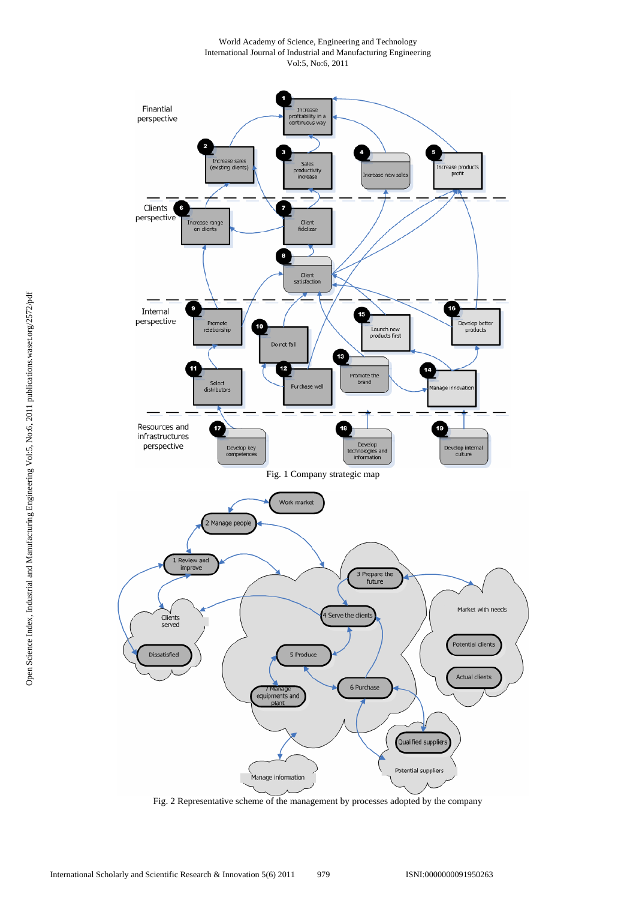Fig. 1 Company strategic map

Fig. 2 Representative scheme of the management by processes adopted by the company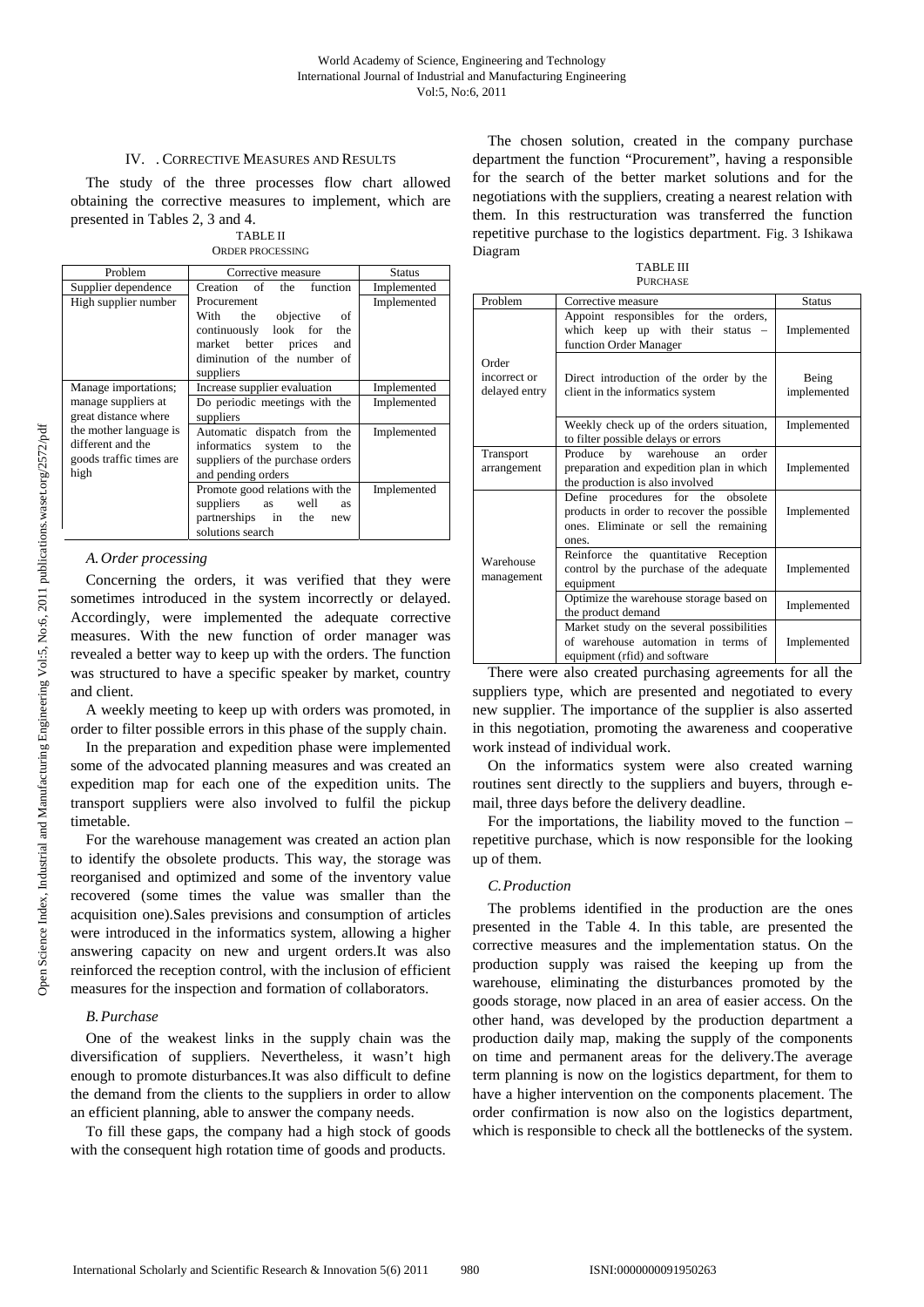## IV. Corrective Measures and Results

The study of the three processes flow chart allowed obtaining the corrective measures to implement, which are presented in Tables 2, 3 and 4.

TABLE II
ORDER PROCESSING

| Problem | Corrective measure | Status |
|---|---|---|
| Supplier dependence | Creation of the function Procurement | Implemented |
| High supplier number | With the objective of continuously look for the market better prices and diminution of the number of suppliers | Implemented |
| Manage importations; manage suppliers at great distance where the mother language is different and the goods traffic times are high | Increase supplier evaluation | Implemented |
| | Do periodic meetings with the suppliers | Implemented |
| | Automatic dispatch from the informatics system to the suppliers of the purchase orders and pending orders | Implemented |
| | Promote good relations with the suppliers as well as partnerships in the new solutions search | Implemented |

### A. Order processing

Concerning the orders, it was verified that they were sometimes introduced in the system incorrectly or delayed. Accordingly, were implemented the adequate corrective measures. With the new function of order manager was revealed a better way to keep up with the orders. The function was structured to have a specific speaker by market, country and client.

A weekly meeting to keep up with orders was promoted, in order to filter possible errors in this phase of the supply chain.

In the preparation and expedition phase were implemented some of the advocated planning measures and was created an expedition map for each one of the expedition units. The transport suppliers were also involved to fulfil the pickup timetable.

For the warehouse management was created an action plan to identify the obsolete products. This way, the storage was reorganised and optimized and some of the inventory value recovered (some times the value was smaller than the acquisition one).Sales previsions and consumption of articles were introduced in the informatics system, allowing a higher answering capacity on new and urgent orders.It was also reinforced the reception control, with the inclusion of efficient measures for the inspection and formation of collaborators.

### B. Purchase

One of the weakest links in the supply chain was the diversification of suppliers. Nevertheless, it wasn't high enough to promote disturbances.It was also difficult to define the demand from the clients to the suppliers in order to allow an efficient planning, able to answer the company needs.

To fill these gaps, the company had a high stock of goods with the consequent high rotation time of goods and products.

The chosen solution, created in the company purchase department the function "Procurement", having a responsible for the search of the better market solutions and for the negotiations with the suppliers, creating a nearest relation with them. In this restructuration was transferred the function repetitive purchase to the logistics department. Fig. 3 Ishikawa Diagram

TABLE III
PURCHASE

| Problem | Corrective measure | Status |
|---|---|---|
| Order incorrect or delayed entry | Appoint responsibles for the orders, which keep up with their status – function Order Manager | Implemented |
| | Direct introduction of the order by the client in the informatics system | Being implemented |
| | Weekly check up of the orders situation, to filter possible delays or errors | Implemented |
| Transport arrangement | Produce by warehouse an order preparation and expedition plan in which the production is also involved | Implemented |
| Warehouse management | Define procedures for the obsolete products in order to recover the possible ones. Eliminate or sell the remaining ones. | Implemented |
| | Reinforce the quantitative Reception control by the purchase of the adequate equipment | Implemented |
| | Optimize the warehouse storage based on the product demand | Implemented |
| | Market study on the several possibilities of warehouse automation in terms of equipment (rfid) and software | Implemented |

There were also created purchasing agreements for all the suppliers type, which are presented and negotiated to every new supplier. The importance of the supplier is also asserted in this negotiation, promoting the awareness and cooperative work instead of individual work.

On the informatics system were also created warning routines sent directly to the suppliers and buyers, through e-mail, three days before the delivery deadline.

For the importations, the liability moved to the function – repetitive purchase, which is now responsible for the looking up of them.

### C. Production

The problems identified in the production are the ones presented in the Table 4. In this table, are presented the corrective measures and the implementation status. On the production supply was raised the keeping up from the warehouse, eliminating the disturbances promoted by the goods storage, now placed in an area of easier access. On the other hand, was developed by the production department a production daily map, making the supply of the components on time and permanent areas for the delivery.The average term planning is now on the logistics department, for them to have a higher intervention on the components placement. The order confirmation is now also on the logistics department, which is responsible to check all the bottlenecks of the system.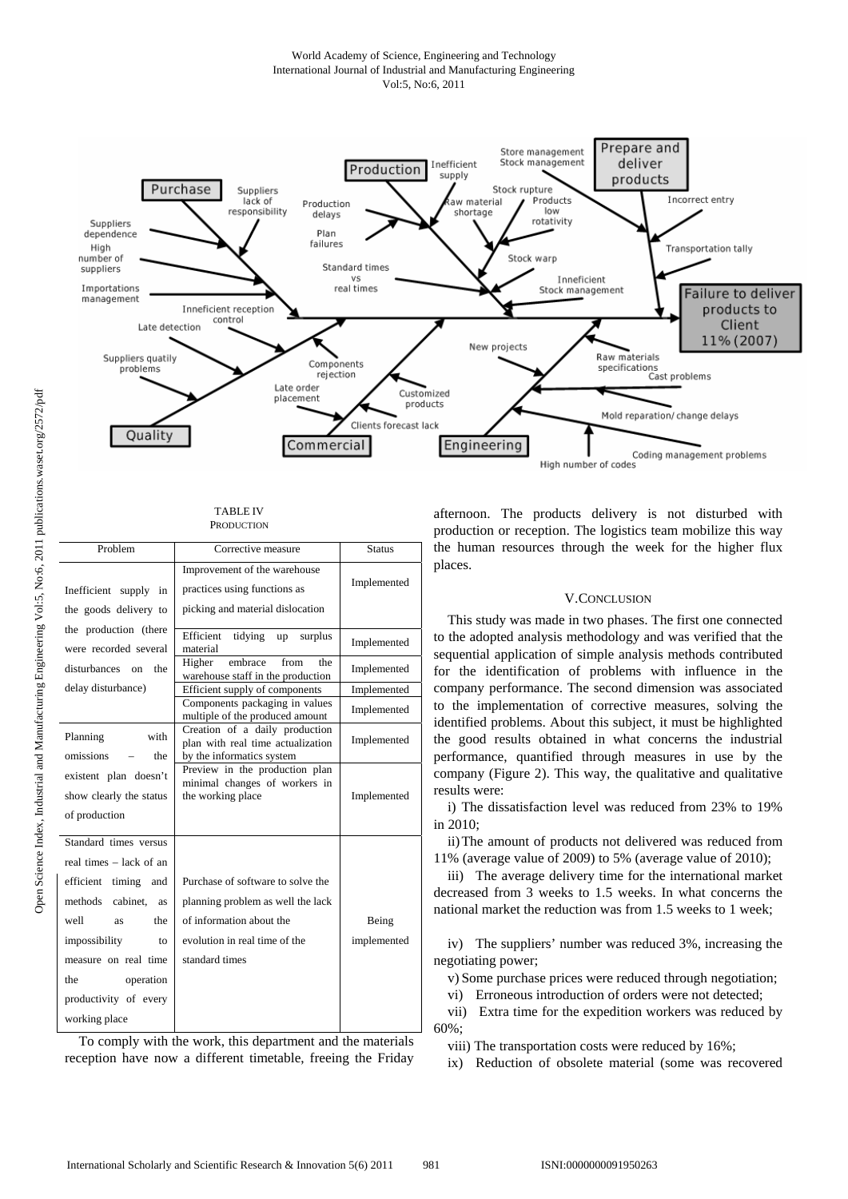TABLE IV
PRODUCTION

| Problem | Corrective measure | Status |
|---|---|---|
| Inefficient supply in the goods delivery to the production (there were recorded several disturbances on the delay disturbance) | Improvement of the warehouse practices using functions as picking and material dislocation | Implemented |
| | Efficient tidying up surplus material | Implemented |
| | Higher embrace from the warehouse staff in the production | Implemented |
| | Efficient supply of components | Implemented |
| | Components packaging in values multiple of the produced amount | Implemented |
| Planning with omissions – the existent plan doesn't show clearly the status of production | Creation of a daily production plan with real time actualization by the informatics system | Implemented |
| | Preview in the production plan minimal changes of workers in the working place | Implemented |
| Standard times versus real times – lack of an efficient timing and methods cabinet, as well as the impossibility to measure on real time the operation productivity of every working place | Purchase of software to solve the planning problem as well the lack of information about the evolution in real time of the standard times | Being implemented |

To comply with the work, this department and the materials reception have now a different timetable, freeing the Friday afternoon. The products delivery is not disturbed with production or reception. The logistics team mobilize this way the human resources through the week for the higher flux places.

## V. CONCLUSION

This study was made in two phases. The first one connected to the adopted analysis methodology and was verified that the sequential application of simple analysis methods contributed for the identification of problems with influence in the company performance. The second dimension was associated to the implementation of corrective measures, solving the identified problems. About this subject, it must be highlighted the good results obtained in what concerns the industrial performance, quantified through measures in use by the company (Figure 2). This way, the qualitative and qualitative results were:

i) The dissatisfaction level was reduced from 23% to 19% in 2010;

ii) The amount of products not delivered was reduced from 11% (average value of 2009) to 5% (average value of 2010);

iii) The average delivery time for the international market decreased from 3 weeks to 1.5 weeks. In what concerns the national market the reduction was from 1.5 weeks to 1 week;

iv) The suppliers' number was reduced 3%, increasing the negotiating power;

v) Some purchase prices were reduced through negotiation;

vi) Erroneous introduction of orders were not detected;

vii) Extra time for the expedition workers was reduced by 60%;

viii) The transportation costs were reduced by 16%;

ix) Reduction of obsolete material (some was recovered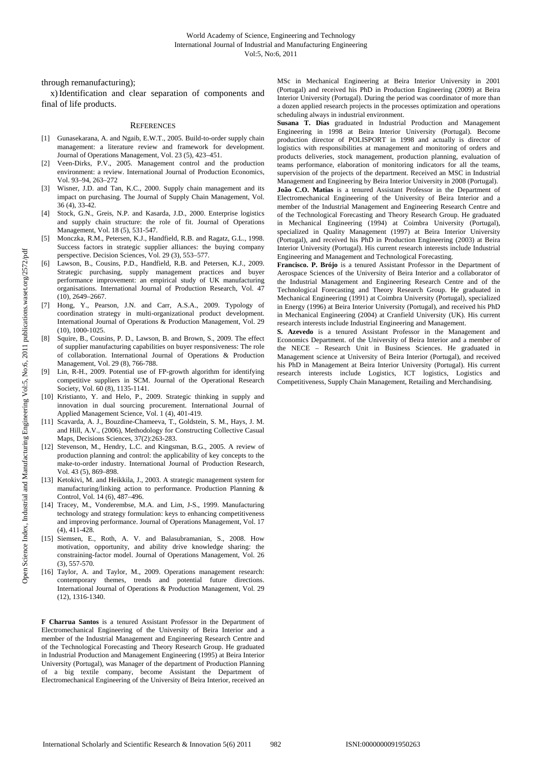through remanufacturing);

x) Identification and clear separation of components and final of life products.

## References

[1] Gunasekarana, A. and Ngaib, E.W.T., 2005. Build-to-order supply chain management: a literature review and framework for development. Journal of Operations Management, Vol. 23 (5), 423–451.

[2] Veen-Dirks, P.V., 2005. Management control and the production environment: a review. International Journal of Production Economics, Vol. 93–94, 263–272

[3] Wisner, J.D. and Tan, K.C., 2000. Supply chain management and its impact on purchasing. The Journal of Supply Chain Management, Vol. 36 (4), 33-42.

[4] Stock, G.N., Greis, N.P. and Kasarda, J.D., 2000. Enterprise logistics and supply chain structure: the role of fit. Journal of Operations Management, Vol. 18 (5), 531-547.

[5] Monczka, R.M., Petersen, K.J., Handfield, R.B. and Ragatz, G.L., 1998. Success factors in strategic supplier alliances: the buying company perspective. Decision Sciences, Vol. 29 (3), 553–577.

[6] Lawson, B., Cousins, P.D., Handfield, R.B. and Petersen, K.J., 2009. Strategic purchasing, supply management practices and buyer performance improvement: an empirical study of UK manufacturing organisations. International Journal of Production Research, Vol. 47 (10), 2649–2667.

[7] Hong, Y., Pearson, J.N. and Carr, A.S.A., 2009. Typology of coordination strategy in multi-organizational product development. International Journal of Operations & Production Management, Vol. 29 (10), 1000-1025.

[8] Squire, B., Cousins, P. D., Lawson, B. and Brown, S., 2009. The effect of supplier manufacturing capabilities on buyer responsiveness: The role of collaboration. International Journal of Operations & Production Management, Vol. 29 (8), 766-788.

[9] Lin, R-H., 2009. Potential use of FP-growth algorithm for identifying competitive suppliers in SCM. Journal of the Operational Research Society, Vol. 60 (8), 1135-1141.

[10] Kristianto, Y. and Helo, P., 2009. Strategic thinking in supply and innovation in dual sourcing procurement. International Journal of Applied Management Science, Vol. 1 (4), 401-419.

[11] Scavarda, A. J., Bouzdine-Chameeva, T., Goldstein, S. M., Hays, J. M. and Hill, A.V., (2006), Methodology for Constructing Collective Casual Maps, Decisions Sciences, 37(2):263-283.

[12] Stevenson, M., Hendry, L.C. and Kingsman, B.G., 2005. A review of production planning and control: the applicability of key concepts to the make-to-order industry. International Journal of Production Research, Vol. 43 (5), 869–898.

[13] Ketokivi, M. and Heikkila, J., 2003. A strategic management system for manufacturing/linking action to performance. Production Planning & Control, Vol. 14 (6), 487–496.

[14] Tracey, M., Vonderembse, M.A. and Lim, J-S., 1999. Manufacturing technology and strategy formulation: keys to enhancing competitiveness and improving performance. Journal of Operations Management, Vol. 17 (4), 411-428.

[15] Siemsen, E., Roth, A. V. and Balasubramanian, S., 2008. How motivation, opportunity, and ability drive knowledge sharing: the constraining-factor model. Journal of Operations Management, Vol. 26 (3), 557-570.

[16] Taylor, A. and Taylor, M., 2009. Operations management research: contemporary themes, trends and potential future directions. International Journal of Operations & Production Management, Vol. 29 (12), 1316-1340.

**F Charrua Santos** is a tenured Assistant Professor in the Department of Electromechanical Engineering of the University of Beira Interior and a member of the Industrial Management and Engineering Research Centre and of the Technological Forecasting and Theory Research Group. He graduated in Industrial Production and Management Engineering (1995) at Beira Interior University (Portugal), was Manager of the department of Production Planning of a big textile company, become Assistant the Department of Electromechanical Engineering of the University of Beira Interior, received an MSc in Mechanical Engineering at Beira Interior University in 2001 (Portugal) and received his PhD in Production Engineering (2009) at Beira Interior University (Portugal). During the period was coordinator of more than a dozen applied research projects in the processes optimization and operations scheduling always in industrial environment.

**Susana T. Dias** graduated in Industrial Production and Management Engineering in 1998 at Beira Interior University (Portugal). Become production director of POLISPORT in 1998 and actually is director of logistics with responsibilities at management and monitoring of orders and products deliveries, stock management, production planning, evaluation of teams performance, elaboration of monitoring indicators for all the teams, supervision of the projects of the department. Received an MSC in Industrial Management and Engineering by Beira Interior University in 2008 (Portugal).

**João C.O. Matias** is a tenured Assistant Professor in the Department of Electromechanical Engineering of the University of Beira Interior and a member of the Industrial Management and Engineering Research Centre and of the Technological Forecasting and Theory Research Group. He graduated in Mechanical Engineering (1994) at Coimbra University (Portugal), specialized in Quality Management (1997) at Beira Interior University (Portugal), and received his PhD in Production Engineering (2003) at Beira Interior University (Portugal). His current research interests include Industrial Engineering and Management and Technological Forecasting.

**Francisco. P. Brójo** is a tenured Assistant Professor in the Department of Aerospace Sciences of the University of Beira Interior and a collaborator of the Industrial Management and Engineering Research Centre and of the Technological Forecasting and Theory Research Group. He graduated in Mechanical Engineering (1991) at Coimbra University (Portugal), specialized in Energy (1996) at Beira Interior University (Portugal), and received his PhD in Mechanical Engineering (2004) at Cranfield University (UK). His current research interests include Industrial Engineering and Management.

**S. Azevedo** is a tenured Assistant Professor in the Management and Economics Department. of the University of Beira Interior and a member of the NECE – Research Unit in Business Sciences. He graduated in Management science at University of Beira Interior (Portugal), and received his PhD in Management at Beira Interior University (Portugal). His current research interests include Logistics, ICT logistics, Logistics and Competitiveness, Supply Chain Management, Retailing and Merchandising.